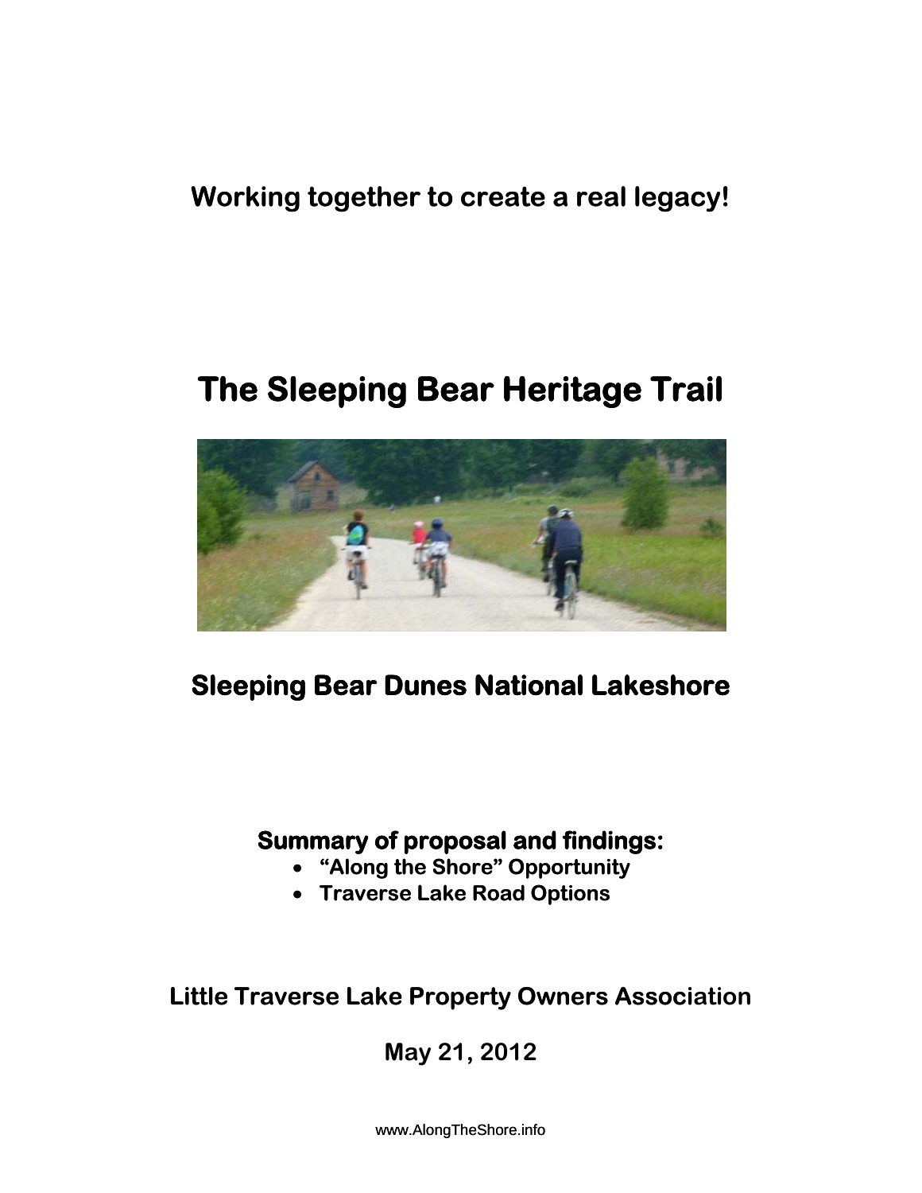**Working together to create a real legacy!**

# The Sleeping Bear Heritage Trail

## Sleeping Bear Dunes National Lakeshore

**Summary of proposal and findings:**

- **“Along the Shore” Opportunity**
- **Traverse Lake Road Options**

**Little Traverse Lake Property Owners Association**

**May 21, 2012**

www.AlongTheShore.info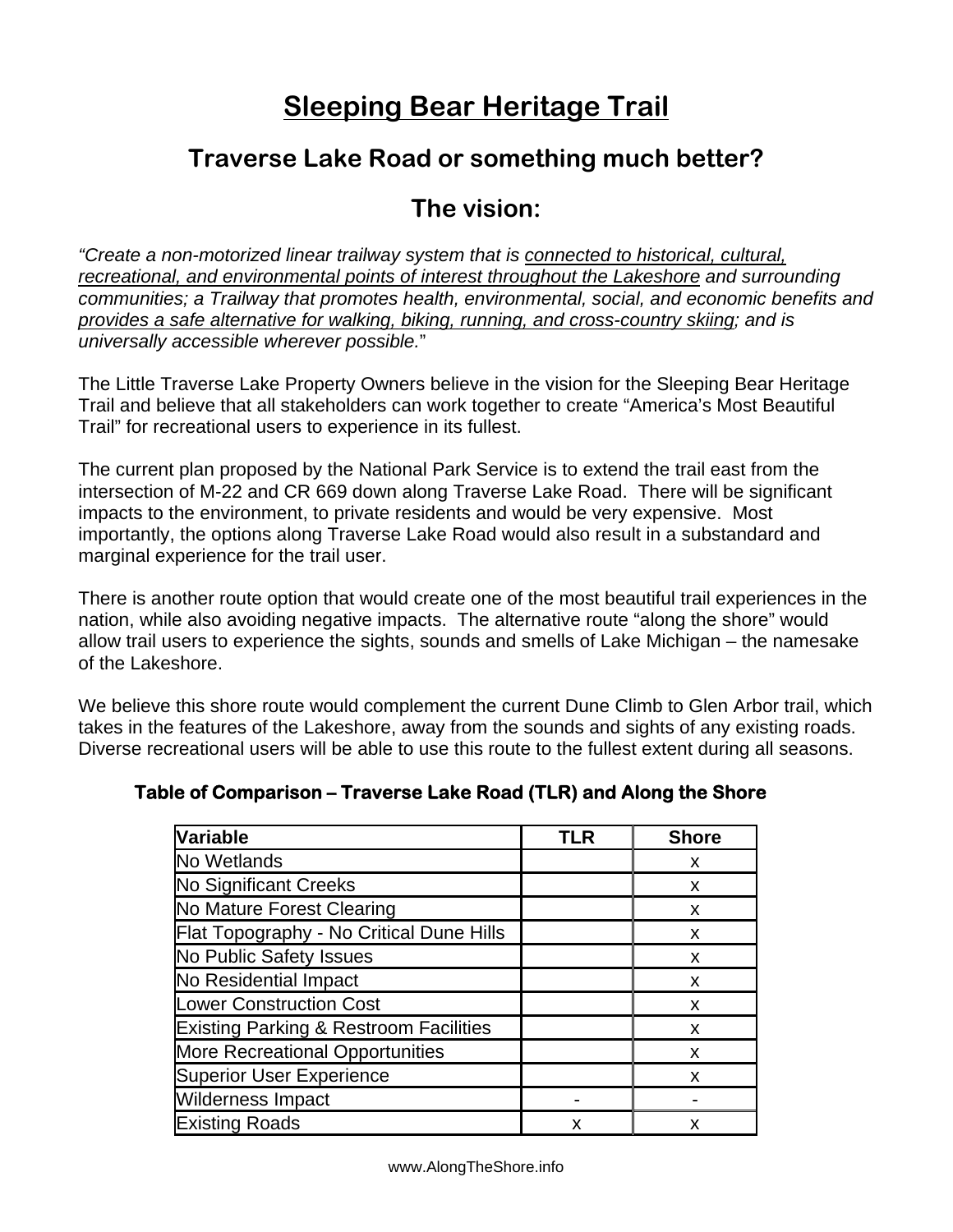# Sleeping Bear Heritage Trail

## Traverse Lake Road or something much better?

## The vision:

*"Create a non-motorized linear trailway system that is connected to historical, cultural, recreational, and environmental points of interest throughout the Lakeshore and surrounding communities; a Trailway that promotes health, environmental, social, and economic benefits and provides a safe alternative for walking, biking, running, and cross-country skiing; and is universally accessible wherever possible."*

The Little Traverse Lake Property Owners believe in the vision for the Sleeping Bear Heritage Trail and believe that all stakeholders can work together to create "America's Most Beautiful Trail" for recreational users to experience in its fullest.

The current plan proposed by the National Park Service is to extend the trail east from the intersection of M-22 and CR 669 down along Traverse Lake Road. There will be significant impacts to the environment, to private residents and would be very expensive. Most importantly, the options along Traverse Lake Road would also result in a substandard and marginal experience for the trail user.

There is another route option that would create one of the most beautiful trail experiences in the nation, while also avoiding negative impacts. The alternative route "along the shore" would allow trail users to experience the sights, sounds and smells of Lake Michigan – the namesake of the Lakeshore.

We believe this shore route would complement the current Dune Climb to Glen Arbor trail, which takes in the features of the Lakeshore, away from the sounds and sights of any existing roads. Diverse recreational users will be able to use this route to the fullest extent during all seasons.

**Table of Comparison – Traverse Lake Road (TLR) and Along the Shore**

| Variable | TLR | Shore |
|---|---|---|
| No Wetlands | | x |
| No Significant Creeks | | x |
| No Mature Forest Clearing | | x |
| Flat Topography - No Critical Dune Hills | | x |
| No Public Safety Issues | | x |
| No Residential Impact | | x |
| Lower Construction Cost | | x |
| Existing Parking & Restroom Facilities | | x |
| More Recreational Opportunities | | x |
| Superior User Experience | | x |
| Wilderness Impact | - | - |
| Existing Roads | x | x |

www.AlongTheShore.info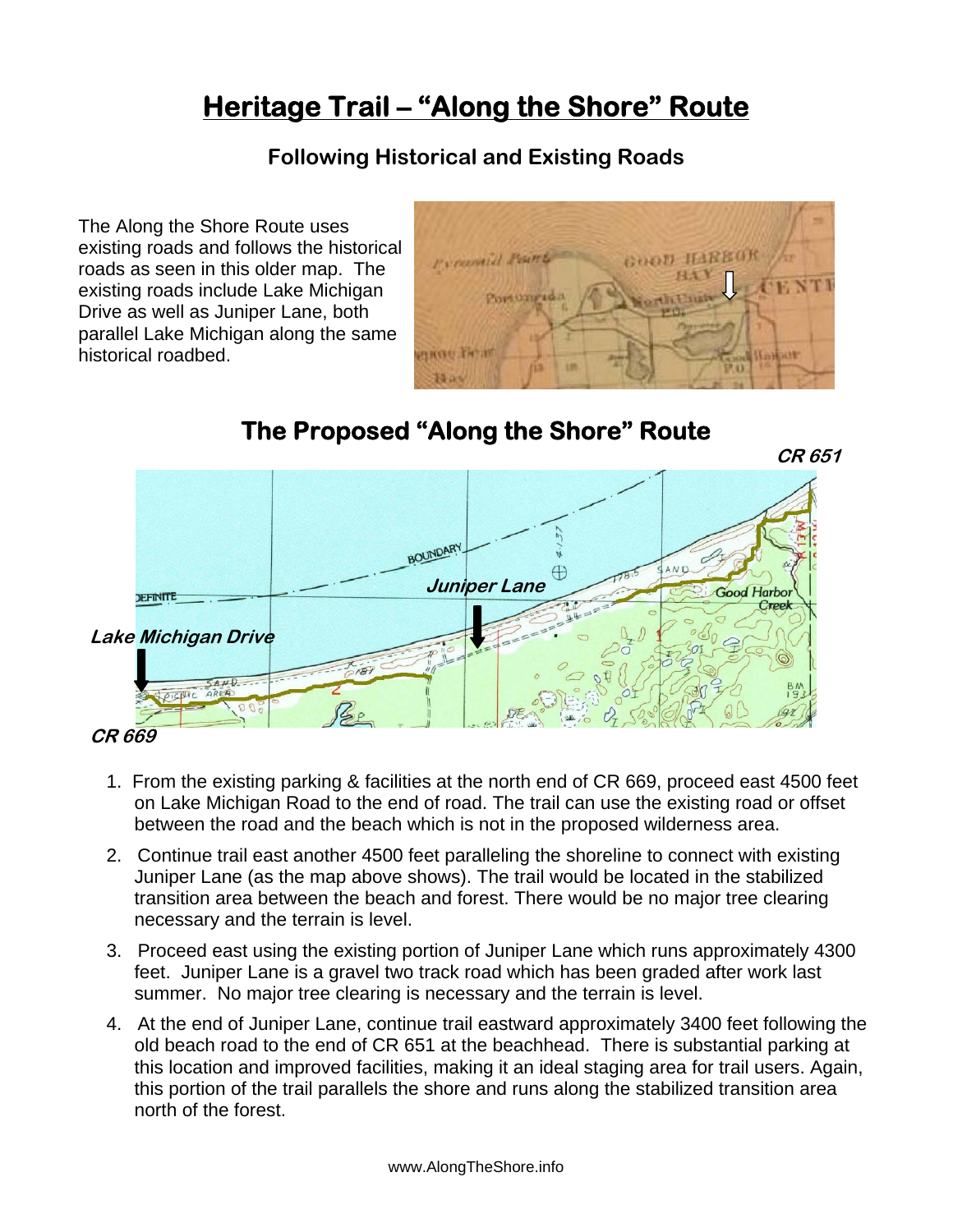# Heritage Trail – "Along the Shore" Route

### Following Historical and Existing Roads

The Along the Shore Route uses existing roads and follows the historical roads as seen in this older map. The existing roads include Lake Michigan Drive as well as Juniper Lane, both parallel Lake Michigan along the same historical roadbed.

## The Proposed "Along the Shore" Route

1. From the existing parking & facilities at the north end of CR 669, proceed east 4500 feet on Lake Michigan Road to the end of road. The trail can use the existing road or offset between the road and the beach which is not in the proposed wilderness area.
2. Continue trail east another 4500 feet paralleling the shoreline to connect with existing Juniper Lane (as the map above shows). The trail would be located in the stabilized transition area between the beach and forest. There would be no major tree clearing necessary and the terrain is level.
3. Proceed east using the existing portion of Juniper Lane which runs approximately 4300 feet. Juniper Lane is a gravel two track road which has been graded after work last summer. No major tree clearing is necessary and the terrain is level.
4. At the end of Juniper Lane, continue trail eastward approximately 3400 feet following the old beach road to the end of CR 651 at the beachhead. There is substantial parking at this location and improved facilities, making it an ideal staging area for trail users. Again, this portion of the trail parallels the shore and runs along the stabilized transition area north of the forest.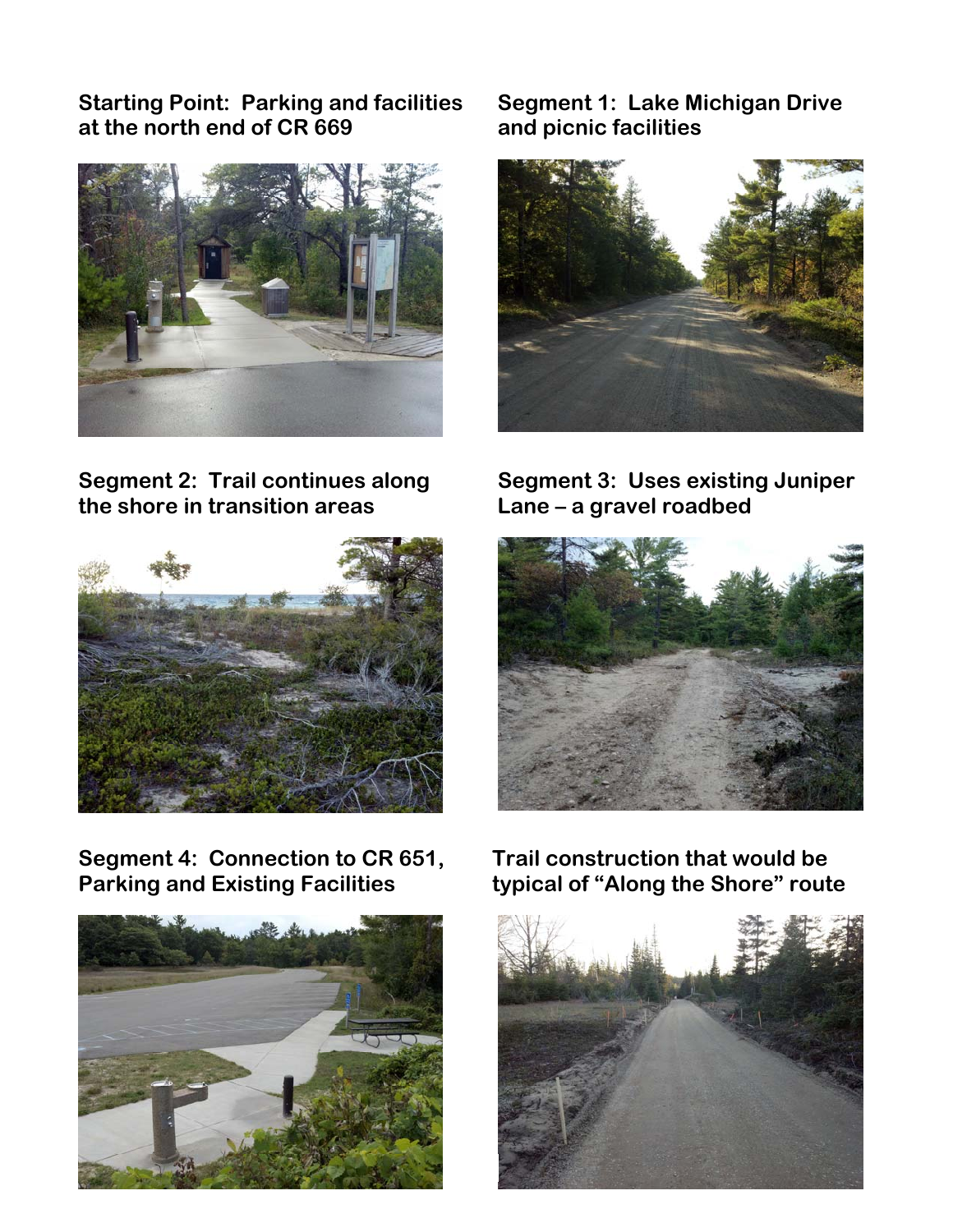**Starting Point: Parking and facilities at the north end of CR 669**

**Segment 1: Lake Michigan Drive and picnic facilities**

**Segment 2: Trail continues along the shore in transition areas**

**Segment 3: Uses existing Juniper Lane – a gravel roadbed**

**Segment 4: Connection to CR 651, Parking and Existing Facilities**

**Trail construction that would be typical of "Along the Shore" route**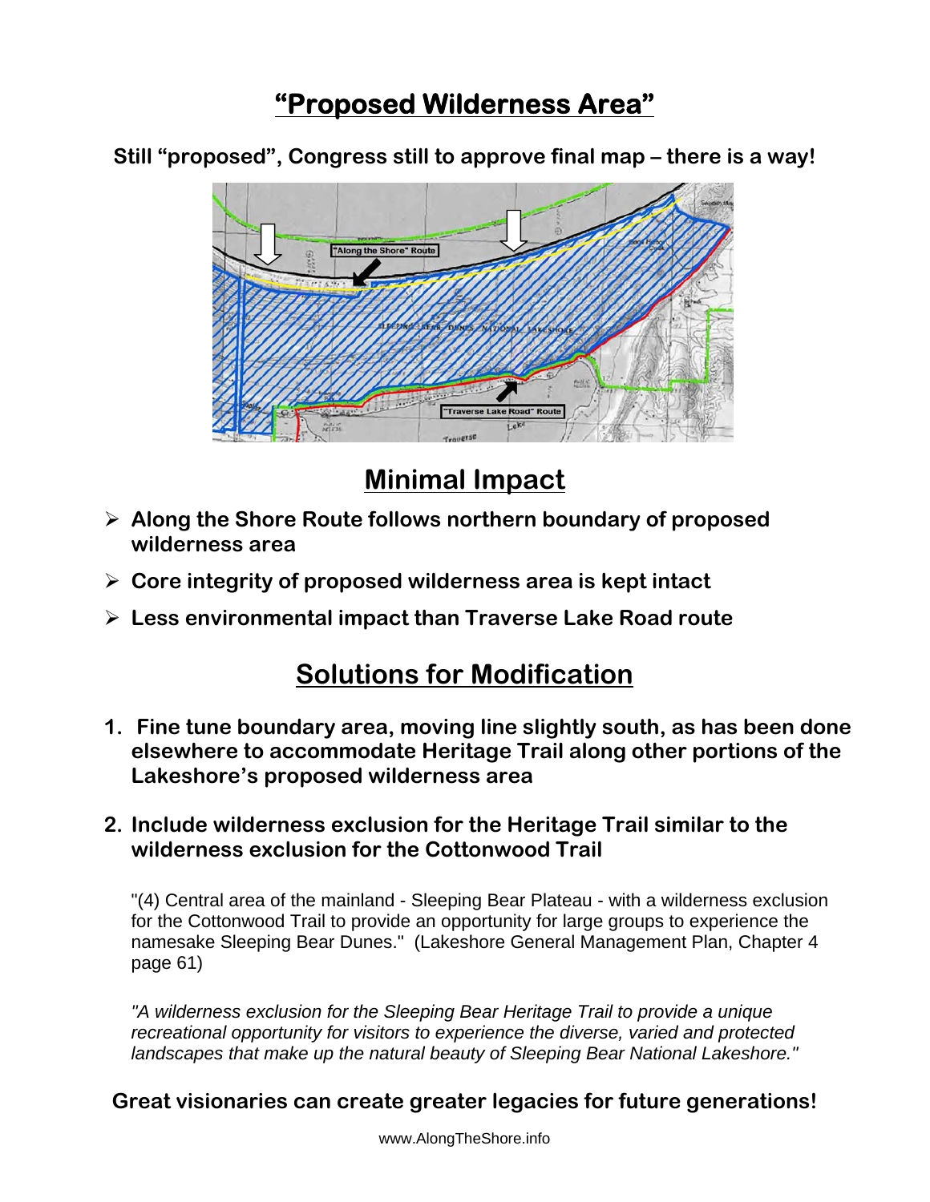# "Proposed Wilderness Area"

**Still "proposed", Congress still to approve final map – there is a way!**

## Minimal Impact

- **Along the Shore Route follows northern boundary of proposed wilderness area**
- **Core integrity of proposed wilderness area is kept intact**
- **Less environmental impact than Traverse Lake Road route**

## Solutions for Modification

1. **Fine tune boundary area, moving line slightly south, as has been done elsewhere to accommodate Heritage Trail along other portions of the Lakeshore's proposed wilderness area**

2. **Include wilderness exclusion for the Heritage Trail similar to the wilderness exclusion for the Cottonwood Trail**

   "(4) Central area of the mainland - Sleeping Bear Plateau - with a wilderness exclusion for the Cottonwood Trail to provide an opportunity for large groups to experience the namesake Sleeping Bear Dunes." (Lakeshore General Management Plan, Chapter 4 page 61)

   *"A wilderness exclusion for the Sleeping Bear Heritage Trail to provide a unique recreational opportunity for visitors to experience the diverse, varied and protected landscapes that make up the natural beauty of Sleeping Bear National Lakeshore."*

**Great visionaries can create greater legacies for future generations!**

www.AlongTheShore.info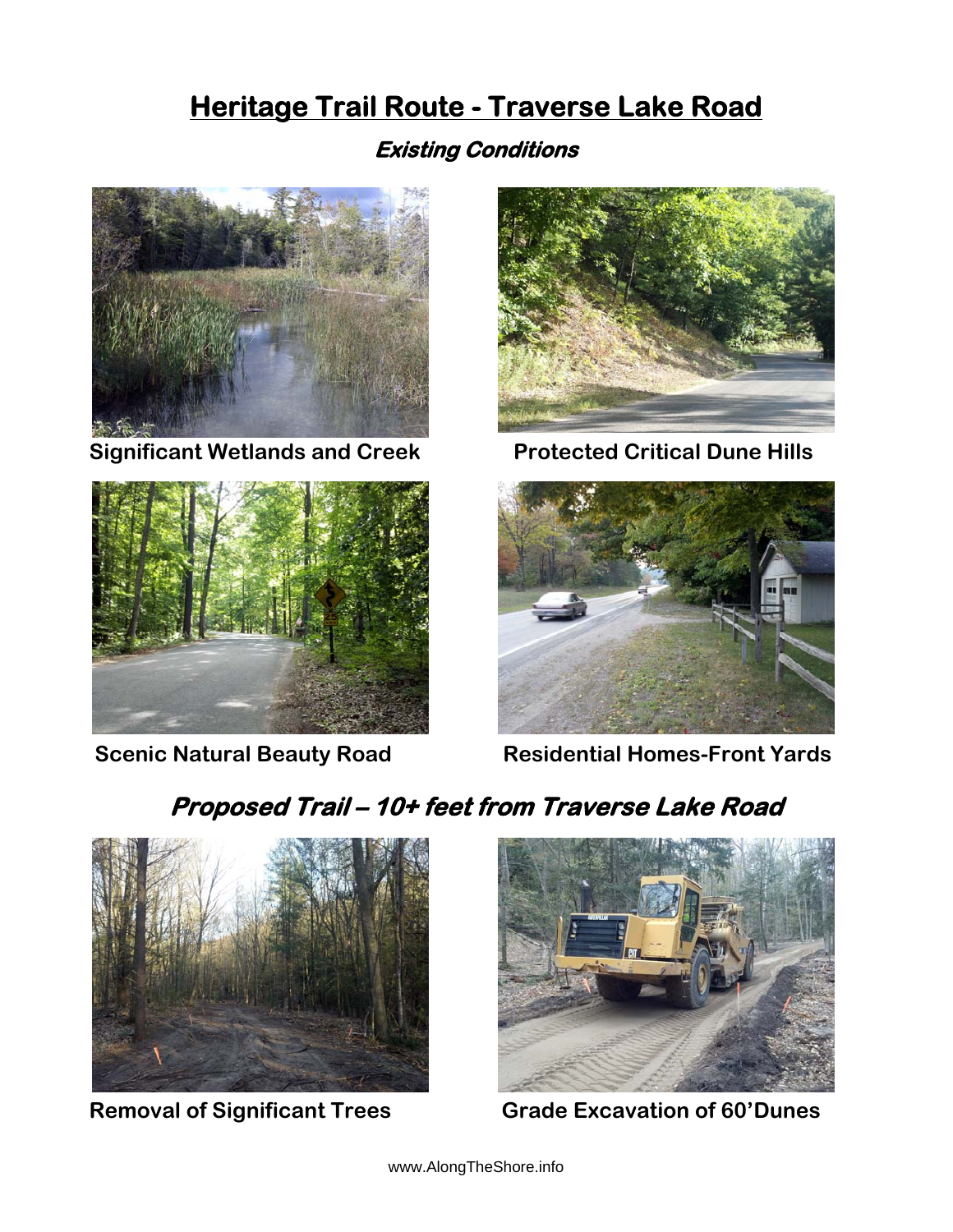# Heritage Trail Route - Traverse Lake Road

## *Existing Conditions*

**Significant Wetlands and Creek**

**Protected Critical Dune Hills**

**Scenic Natural Beauty Road**

**Residential Homes-Front Yards**

## *Proposed Trail – 10+ feet from Traverse Lake Road*

**Removal of Significant Trees**

**Grade Excavation of 60'Dunes**

www.AlongTheShore.info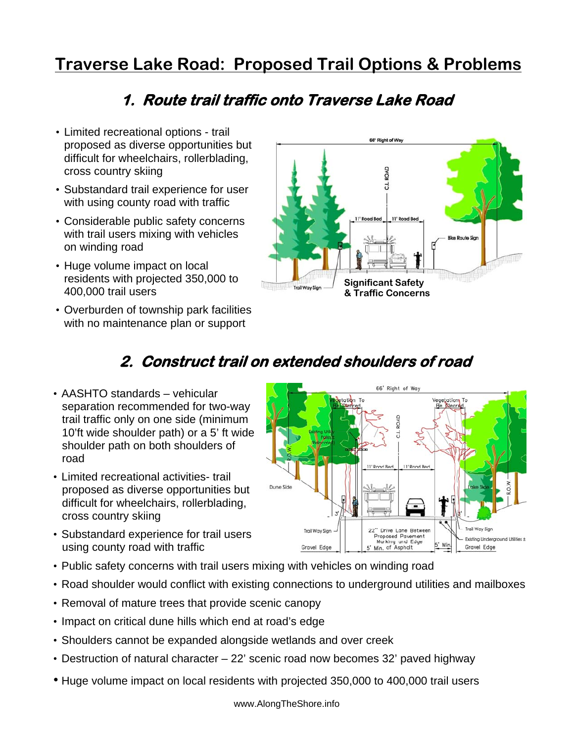# Traverse Lake Road: Proposed Trail Options & Problems

## 1. Route trail traffic onto Traverse Lake Road

- Limited recreational options - trail proposed as diverse opportunities but difficult for wheelchairs, rollerblading, cross country skiing
- Substandard trail experience for user with using county road with traffic
- Considerable public safety concerns with trail users mixing with vehicles on winding road
- Huge volume impact on local residents with projected 350,000 to 400,000 trail users
- Overburden of township park facilities with no maintenance plan or support

**Significant Safety & Traffic Concerns**

## 2. Construct trail on extended shoulders of road

- AASHTO standards – vehicular separation recommended for two-way trail traffic only on one side (minimum 10'ft wide shoulder path) or a 5' ft wide shoulder path on both shoulders of road
- Limited recreational activities- trail proposed as diverse opportunities but difficult for wheelchairs, rollerblading, cross country skiing
- Substandard experience for trail users using county road with traffic
- Public safety concerns with trail users mixing with vehicles on winding road
- Road shoulder would conflict with existing connections to underground utilities and mailboxes
- Removal of mature trees that provide scenic canopy
- Impact on critical dune hills which end at road's edge
- Shoulders cannot be expanded alongside wetlands and over creek
- Destruction of natural character – 22' scenic road now becomes 32' paved highway
- Huge volume impact on local residents with projected 350,000 to 400,000 trail users

www.AlongTheShore.info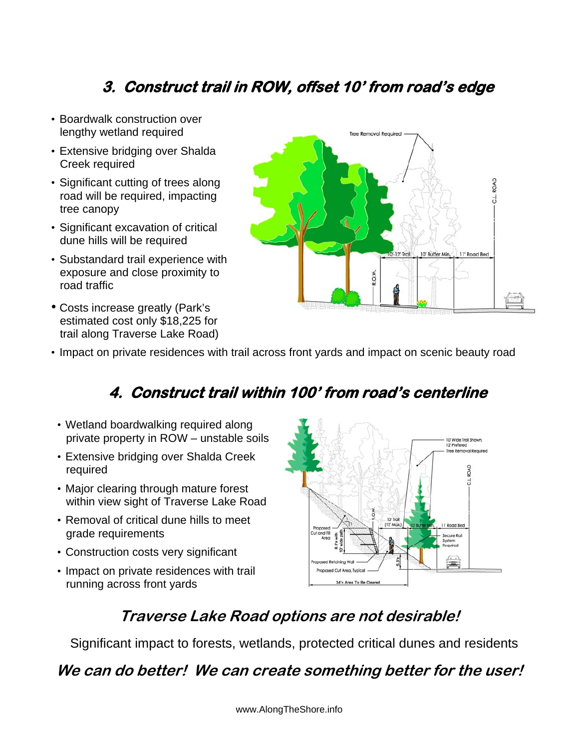## *3. Construct trail in ROW, offset 10' from road's edge*

- Boardwalk construction over lengthy wetland required
- Extensive bridging over Shalda Creek required
- Significant cutting of trees along road will be required, impacting tree canopy
- Significant excavation of critical dune hills will be required
- Substandard trail experience with exposure and close proximity to road traffic
- Costs increase greatly (Park's estimated cost only $18,225 for trail along Traverse Lake Road)
- Impact on private residences with trail across front yards and impact on scenic beauty road

Tree Removal Required

C.L. ROAD

R.O.W.

10'-12' Trail

10' Buffer Min.

11' Road Bed

## *4. Construct trail within 100' from road's centerline*

- Wetland boardwalking required along private property in ROW – unstable soils
- Extensive bridging over Shalda Creek required
- Major clearing through mature forest within view sight of Traverse Lake Road
- Removal of critical dune hills to meet grade requirements
- Construction costs very significant
- Impact on private residences with trail running across front yards

10' Wide Trail Shown, 12' Prefered

Tree Removal Required

C.L. ROAD

R.O.W.

10' Trail (12' Max)

10' Buffer Min.

11' Road Bed

Secure Rail System Required

Proposed Cut and Fill Area

8.1'± with 10' wide path

5.3'±

Proposed Retaining Wall

Proposed Cut Area, Typical

34'± Area To Be Cleared

## *Traverse Lake Road options are not desirable!*

Significant impact to forests, wetlands, protected critical dunes and residents

## *We can do better! We can create something better for the user!*

www.AlongTheShore.info